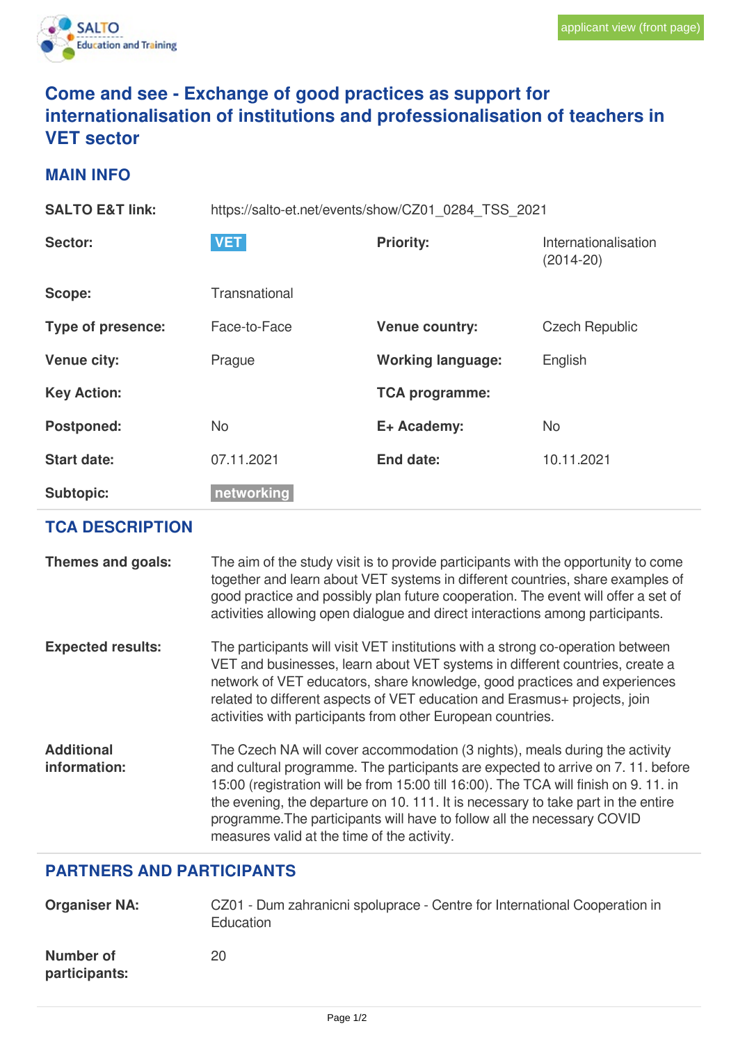applicant view (front page)

# Come and see - Exchange of good practices as support for internationalisation of institutions and professionalisation of teachers in VET sector

## MAIN INFO

| | | | |
|---|---|---|---|
| **SALTO E&T link:** | https://salto-et.net/events/show/CZ01_0284_TSS_2021 | | |
| **Sector:** | VET | **Priority:** | Internationalisation (2014-20) |
| **Scope:** | Transnational | | |
| **Type of presence:** | Face-to-Face | **Venue country:** | Czech Republic |
| **Venue city:** | Prague | **Working language:** | English |
| **Key Action:** | | **TCA programme:** | |
| **Postponed:** | No | **E+ Academy:** | No |
| **Start date:** | 07.11.2021 | **End date:** | 10.11.2021 |
| **Subtopic:** | networking | | |

## TCA DESCRIPTION

**Themes and goals:**

The aim of the study visit is to provide participants with the opportunity to come together and learn about VET systems in different countries, share examples of good practice and possibly plan future cooperation. The event will offer a set of activities allowing open dialogue and direct interactions among participants.

**Expected results:**

The participants will visit VET institutions with a strong co-operation between VET and businesses, learn about VET systems in different countries, create a network of VET educators, share knowledge, good practices and experiences related to different aspects of VET education and Erasmus+ projects, join activities with participants from other European countries.

**Additional information:**

The Czech NA will cover accommodation (3 nights), meals during the activity and cultural programme. The participants are expected to arrive on 7. 11. before 15:00 (registration will be from 15:00 till 16:00). The TCA will finish on 9. 11. in the evening, the departure on 10. 111. It is necessary to take part in the entire programme.The participants will have to follow all the necessary COVID measures valid at the time of the activity.

## PARTNERS AND PARTICIPANTS

**Organiser NA:** CZ01 - Dum zahranicni spoluprace - Centre for International Cooperation in Education

**Number of participants:** 20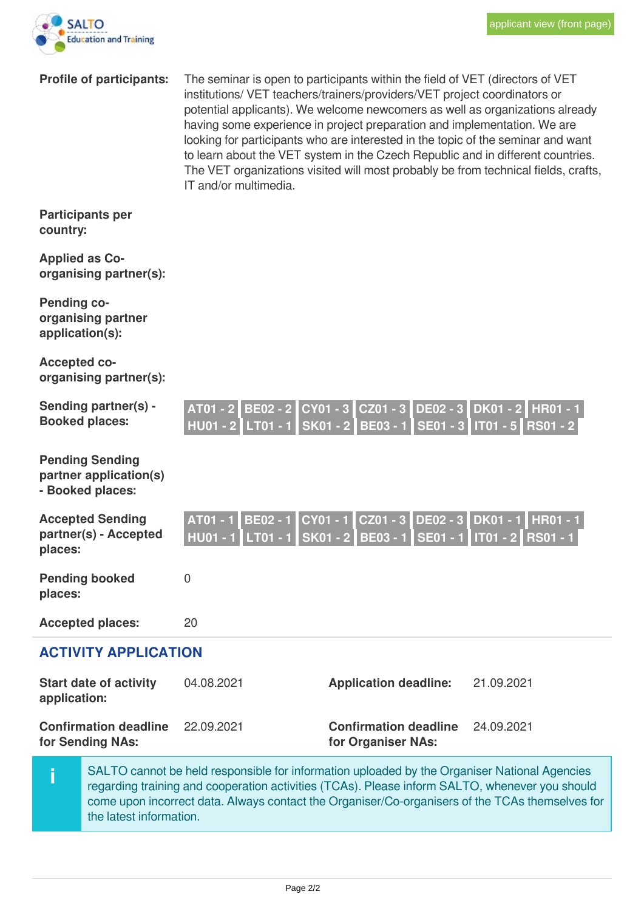applicant view (front page)

**Profile of participants:** The seminar is open to participants within the field of VET (directors of VET institutions/ VET teachers/trainers/providers/VET project coordinators or potential applicants). We welcome newcomers as well as organizations already having some experience in project preparation and implementation. We are looking for participants who are interested in the topic of the seminar and want to learn about the VET system in the Czech Republic and in different countries. The VET organizations visited will most probably be from technical fields, crafts, IT and/or multimedia.

**Participants per country:**

**Applied as Co-organising partner(s):**

**Pending co-organising partner application(s):**

**Accepted co-organising partner(s):**

**Sending partner(s) - Booked places:** AT01 - 2 BE02 - 2 CY01 - 3 CZ01 - 3 DE02 - 3 DK01 - 2 HR01 - 1 HU01 - 2 LT01 - 1 SK01 - 2 BE03 - 1 SE01 - 3 IT01 - 5 RS01 - 2

**Pending Sending partner application(s) - Booked places:**

**Accepted Sending partner(s) - Accepted places:** AT01 - 1 BE02 - 1 CY01 - 1 CZ01 - 3 DE02 - 3 DK01 - 1 HR01 - 1 HU01 - 1 LT01 - 1 SK01 - 2 BE03 - 1 SE01 - 1 IT01 - 2 RS01 - 1

**Pending booked places:** 0

**Accepted places:** 20

## ACTIVITY APPLICATION

**Start date of activity application:** 04.08.2021

**Application deadline:** 21.09.2021

**Confirmation deadline for Sending NAs:** 22.09.2021

**Confirmation deadline for Organiser NAs:** 24.09.2021

i SALTO cannot be held responsible for information uploaded by the Organiser National Agencies regarding training and cooperation activities (TCAs). Please inform SALTO, whenever you should come upon incorrect data. Always contact the Organiser/Co-organisers of the TCAs themselves for the latest information.